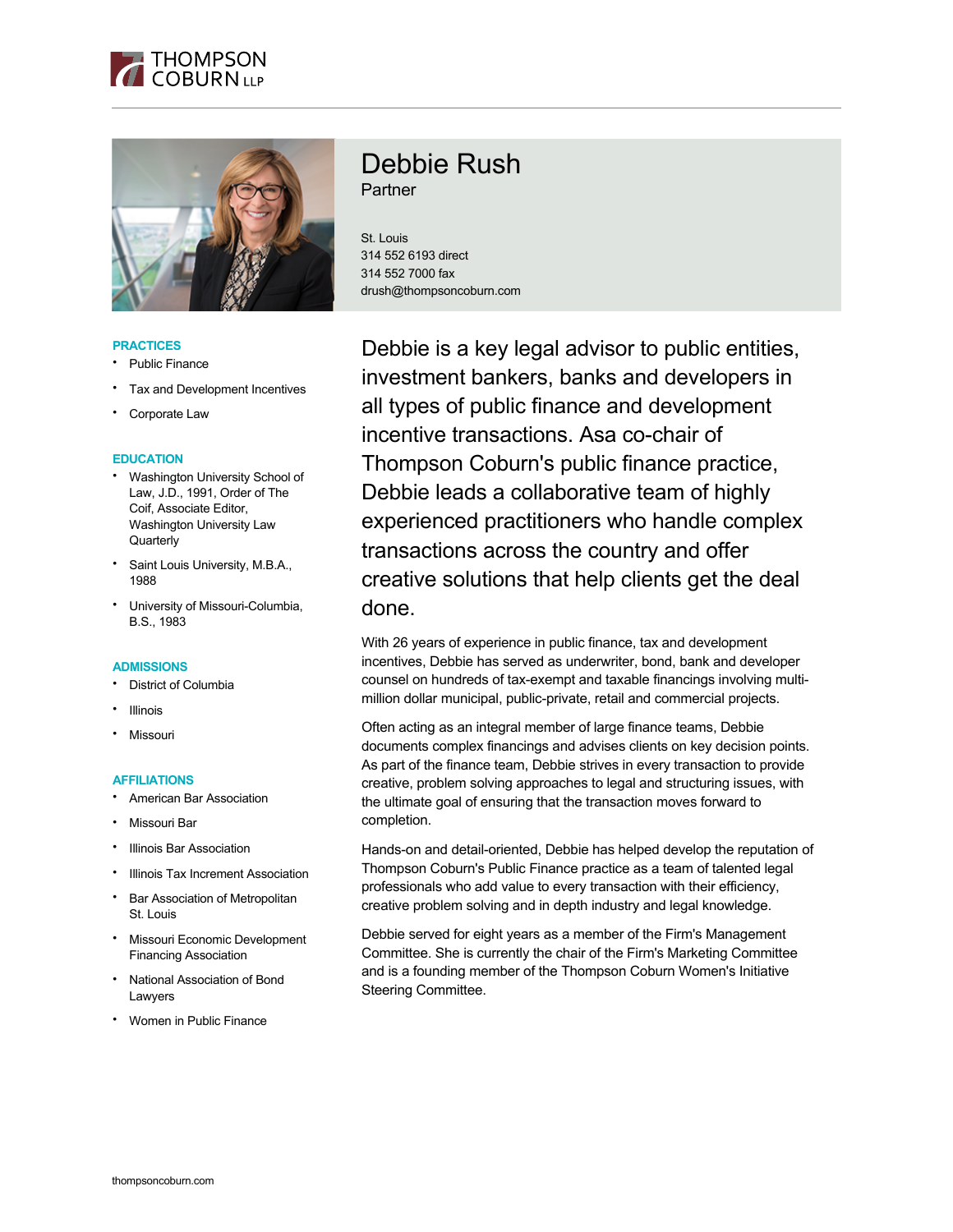THOMPSON COBURN LLP

# Debbie Rush

Partner

St. Louis
314 552 6193 direct
314 552 7000 fax
drush@thompsoncoburn.com

Debbie is a key legal advisor to public entities, investment bankers, banks and developers in all types of public finance and development incentive transactions. Asa co-chair of Thompson Coburn's public finance practice, Debbie leads a collaborative team of highly experienced practitioners who handle complex transactions across the country and offer creative solutions that help clients get the deal done.

With 26 years of experience in public finance, tax and development incentives, Debbie has served as underwriter, bond, bank and developer counsel on hundreds of tax-exempt and taxable financings involving multi-million dollar municipal, public-private, retail and commercial projects.

Often acting as an integral member of large finance teams, Debbie documents complex financings and advises clients on key decision points. As part of the finance team, Debbie strives in every transaction to provide creative, problem solving approaches to legal and structuring issues, with the ultimate goal of ensuring that the transaction moves forward to completion.

Hands-on and detail-oriented, Debbie has helped develop the reputation of Thompson Coburn's Public Finance practice as a team of talented legal professionals who add value to every transaction with their efficiency, creative problem solving and in depth industry and legal knowledge.

Debbie served for eight years as a member of the Firm's Management Committee. She is currently the chair of the Firm's Marketing Committee and is a founding member of the Thompson Coburn Women's Initiative Steering Committee.

## PRACTICES

- Public Finance
- Tax and Development Incentives
- Corporate Law

## EDUCATION

- Washington University School of Law, J.D., 1991, Order of The Coif, Associate Editor, Washington University Law Quarterly
- Saint Louis University, M.B.A., 1988
- University of Missouri-Columbia, B.S., 1983

## ADMISSIONS

- District of Columbia
- Illinois
- Missouri

## AFFILIATIONS

- American Bar Association
- Missouri Bar
- Illinois Bar Association
- Illinois Tax Increment Association
- Bar Association of Metropolitan St. Louis
- Missouri Economic Development Financing Association
- National Association of Bond Lawyers
- Women in Public Finance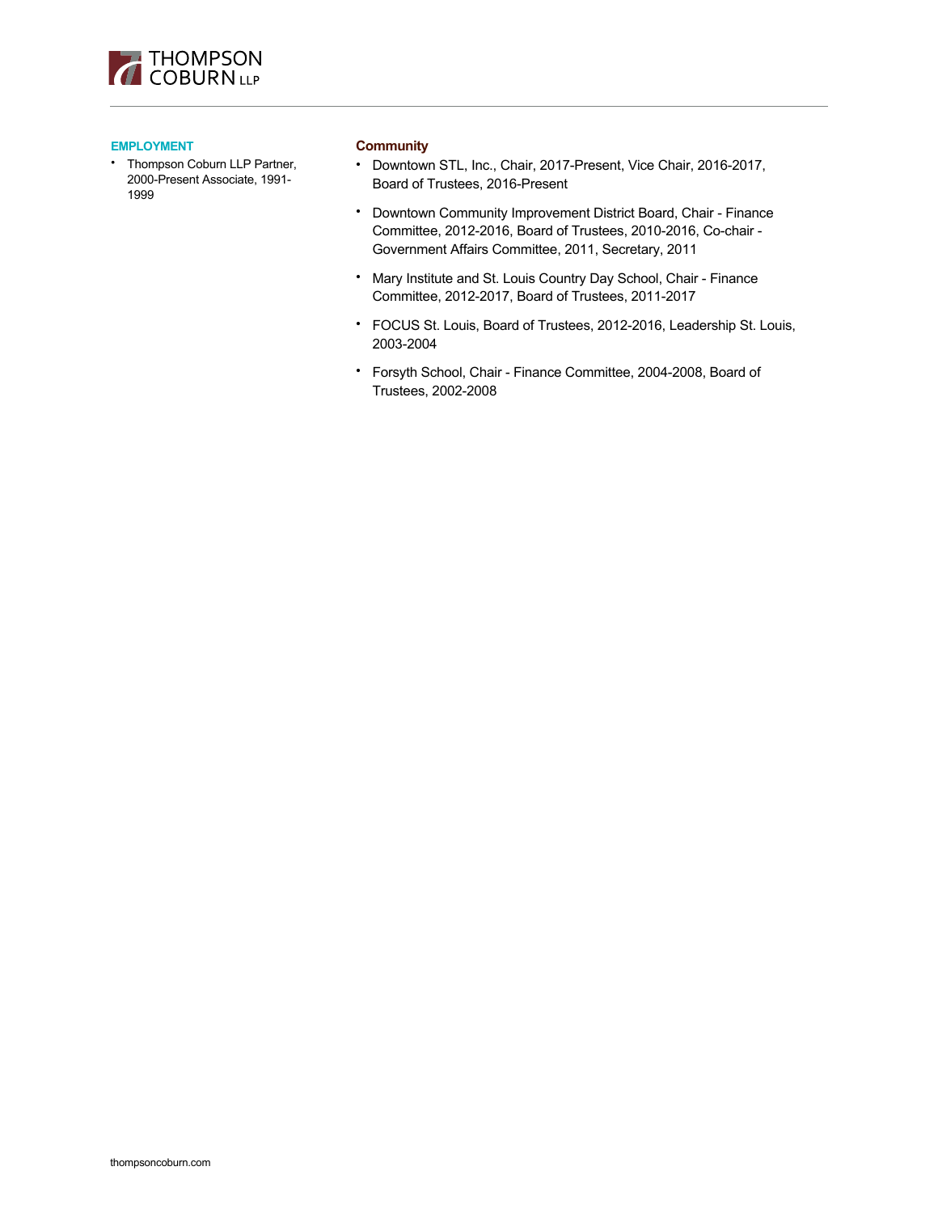## EMPLOYMENT

- Thompson Coburn LLP Partner, 2000-Present Associate, 1991-1999

## Community

- Downtown STL, Inc., Chair, 2017-Present, Vice Chair, 2016-2017, Board of Trustees, 2016-Present
- Downtown Community Improvement District Board, Chair - Finance Committee, 2012-2016, Board of Trustees, 2010-2016, Co-chair - Government Affairs Committee, 2011, Secretary, 2011
- Mary Institute and St. Louis Country Day School, Chair - Finance Committee, 2012-2017, Board of Trustees, 2011-2017
- FOCUS St. Louis, Board of Trustees, 2012-2016, Leadership St. Louis, 2003-2004
- Forsyth School, Chair - Finance Committee, 2004-2008, Board of Trustees, 2002-2008